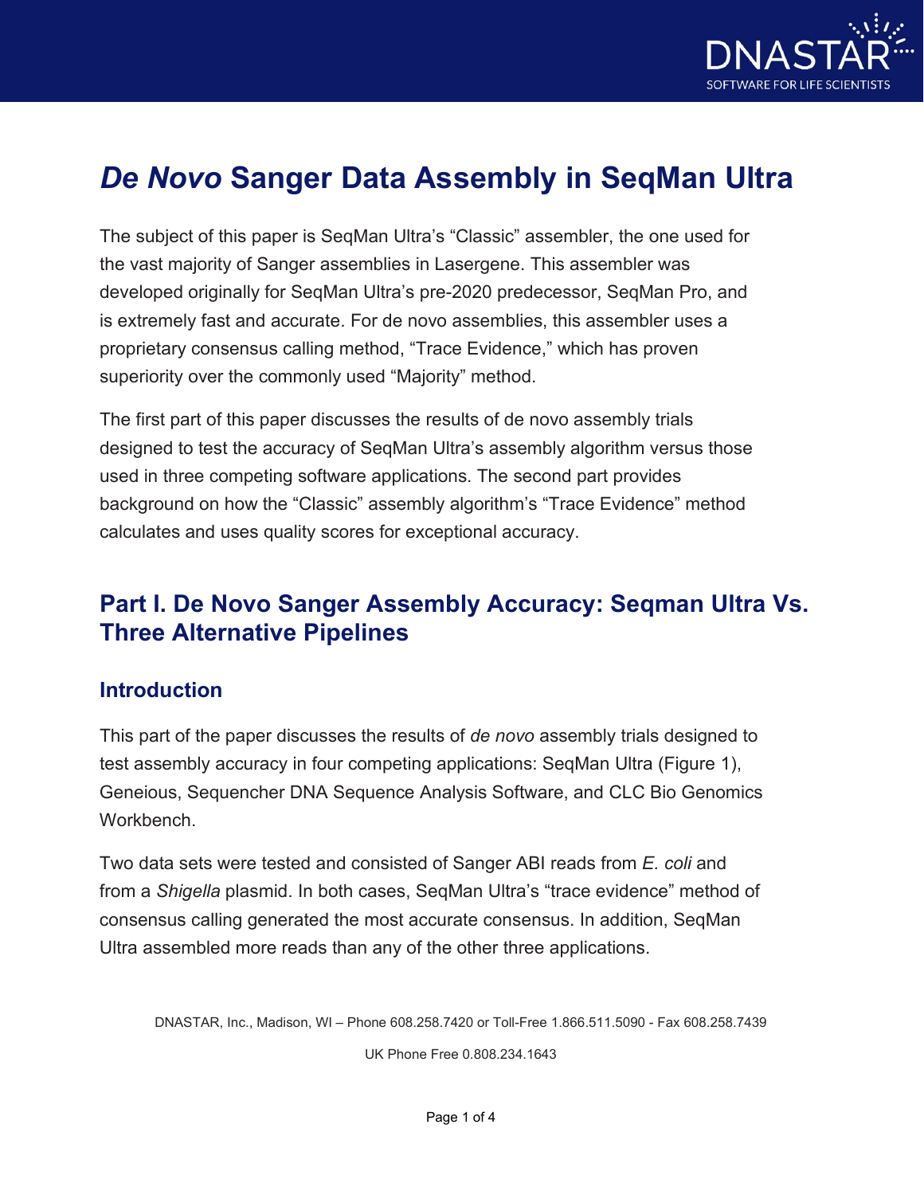# *De Novo* Sanger Data Assembly in SeqMan Ultra

The subject of this paper is SeqMan Ultra's "Classic" assembler, the one used for the vast majority of Sanger assemblies in Lasergene. This assembler was developed originally for SeqMan Ultra's pre-2020 predecessor, SeqMan Pro, and is extremely fast and accurate. For de novo assemblies, this assembler uses a proprietary consensus calling method, "Trace Evidence," which has proven superiority over the commonly used "Majority" method.

The first part of this paper discusses the results of de novo assembly trials designed to test the accuracy of SeqMan Ultra's assembly algorithm versus those used in three competing software applications. The second part provides background on how the "Classic" assembly algorithm's "Trace Evidence" method calculates and uses quality scores for exceptional accuracy.

## Part I. De Novo Sanger Assembly Accuracy: Seqman Ultra Vs. Three Alternative Pipelines

### Introduction

This part of the paper discusses the results of *de novo* assembly trials designed to test assembly accuracy in four competing applications: SeqMan Ultra (Figure 1), Geneious, Sequencher DNA Sequence Analysis Software, and CLC Bio Genomics Workbench.

Two data sets were tested and consisted of Sanger ABI reads from *E. coli* and from a *Shigella* plasmid. In both cases, SeqMan Ultra's "trace evidence" method of consensus calling generated the most accurate consensus. In addition, SeqMan Ultra assembled more reads than any of the other three applications.

DNASTAR, Inc., Madison, WI – Phone 608.258.7420 or Toll-Free 1.866.511.5090 - Fax 608.258.7439

UK Phone Free 0.808.234.1643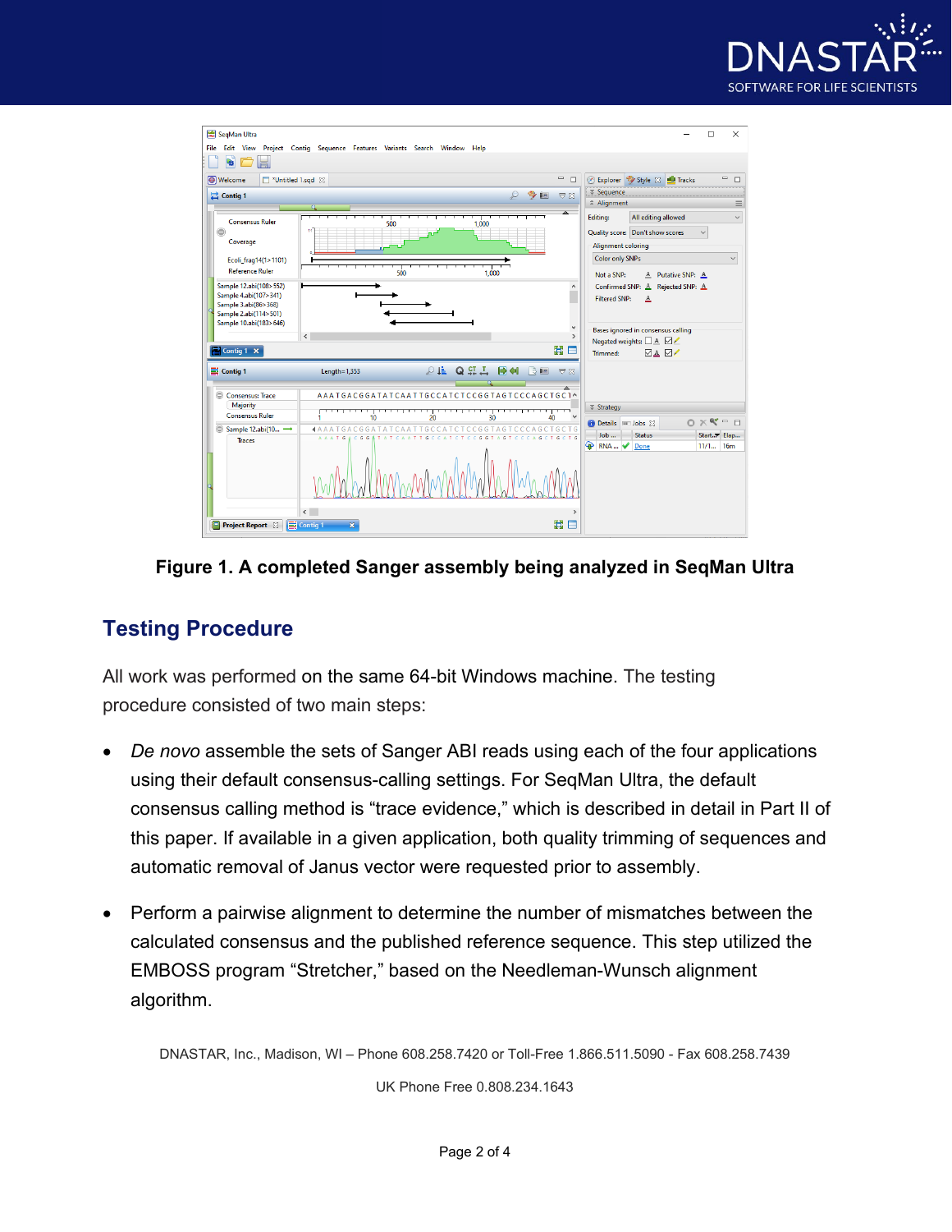**Figure 1. A completed Sanger assembly being analyzed in SeqMan Ultra**

## Testing Procedure

All work was performed on the same 64-bit Windows machine. The testing procedure consisted of two main steps:

- *De novo* assemble the sets of Sanger ABI reads using each of the four applications using their default consensus-calling settings. For SeqMan Ultra, the default consensus calling method is “trace evidence,” which is described in detail in Part II of this paper. If available in a given application, both quality trimming of sequences and automatic removal of Janus vector were requested prior to assembly.

- Perform a pairwise alignment to determine the number of mismatches between the calculated consensus and the published reference sequence. This step utilized the EMBOSS program “Stretcher,” based on the Needleman-Wunsch alignment algorithm.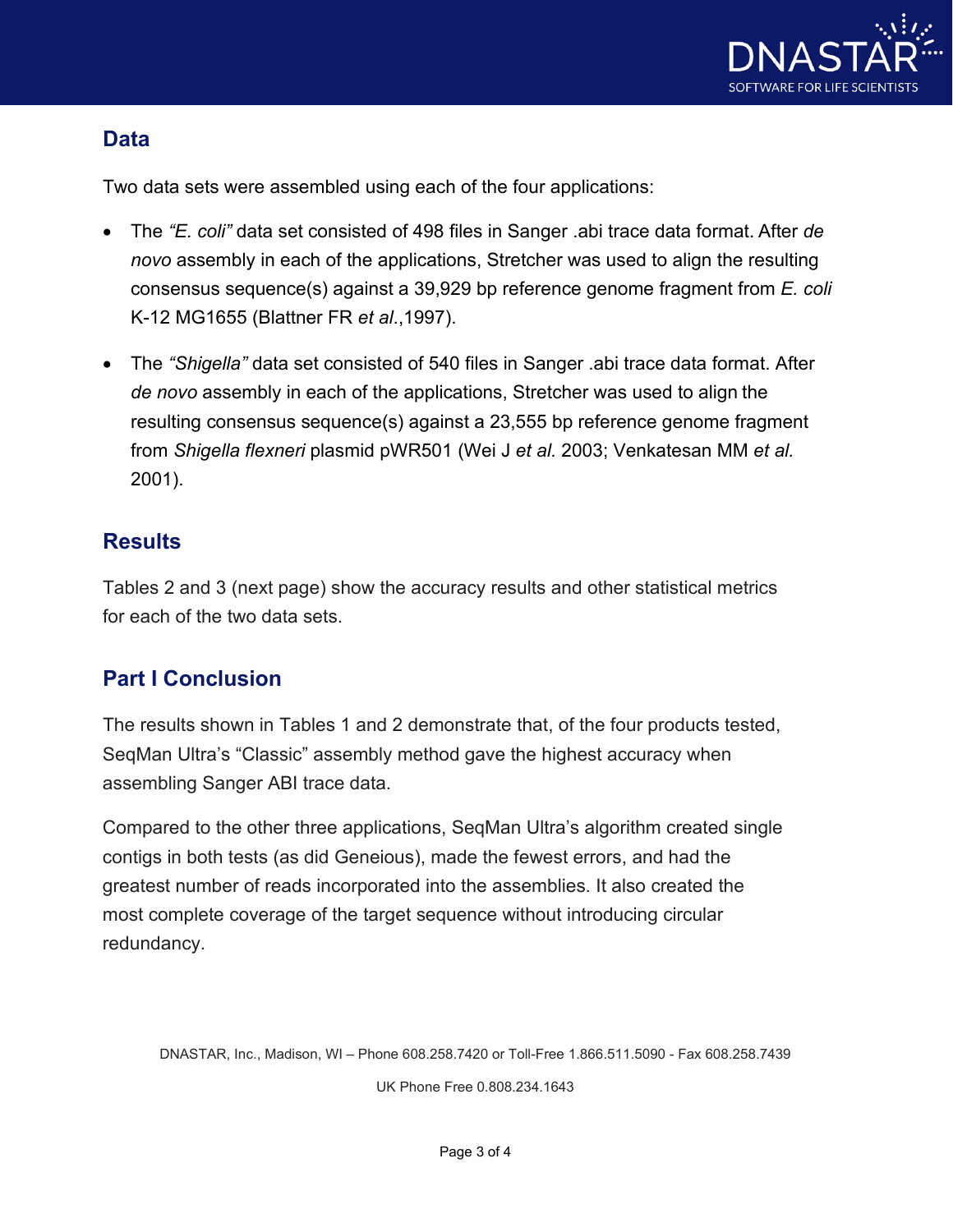## Data

Two data sets were assembled using each of the four applications:

- The *"E. coli"* data set consisted of 498 files in Sanger .abi trace data format. After *de novo* assembly in each of the applications, Stretcher was used to align the resulting consensus sequence(s) against a 39,929 bp reference genome fragment from *E. coli* K-12 MG1655 (Blattner FR *et al*.,1997).
- The *"Shigella"* data set consisted of 540 files in Sanger .abi trace data format. After *de novo* assembly in each of the applications, Stretcher was used to align the resulting consensus sequence(s) against a 23,555 bp reference genome fragment from *Shigella flexneri* plasmid pWR501 (Wei J *et al.* 2003; Venkatesan MM *et al.* 2001).

## Results

Tables 2 and 3 (next page) show the accuracy results and other statistical metrics for each of the two data sets.

## Part I Conclusion

The results shown in Tables 1 and 2 demonstrate that, of the four products tested, SeqMan Ultra's "Classic" assembly method gave the highest accuracy when assembling Sanger ABI trace data.

Compared to the other three applications, SeqMan Ultra's algorithm created single contigs in both tests (as did Geneious), made the fewest errors, and had the greatest number of reads incorporated into the assemblies. It also created the most complete coverage of the target sequence without introducing circular redundancy.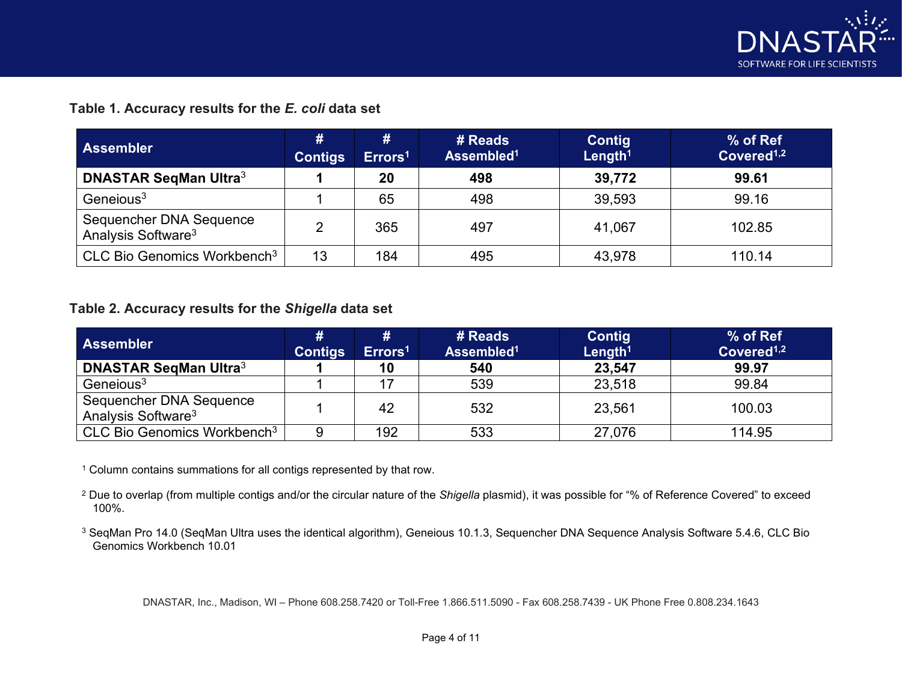**Table 1. Accuracy results for the *E. coli* data set**

| Assembler | # Contigs | # Errors[1] | # Reads Assembled[1] | Contig Length[1] | % of Ref Covered[1,2] |
|---|---|---|---|---|---|
| **DNASTAR SeqMan Ultra**[3] | **1** | **20** | **498** | **39,772** | **99.61** |
| Geneious[3] | 1 | 65 | 498 | 39,593 | 99.16 |
| Sequencher DNA Sequence Analysis Software[3] | 2 | 365 | 497 | 41,067 | 102.85 |
| CLC Bio Genomics Workbench[3] | 13 | 184 | 495 | 43,978 | 110.14 |

**Table 2. Accuracy results for the *Shigella* data set**

| Assembler | # Contigs | # Errors[1] | # Reads Assembled[1] | Contig Length[1] | % of Ref Covered[1,2] |
|---|---|---|---|---|---|
| **DNASTAR SeqMan Ultra**[3] | **1** | **10** | **540** | **23,547** | **99.97** |
| Geneious[3] | 1 | 17 | 539 | 23,518 | 99.84 |
| Sequencher DNA Sequence Analysis Software[3] | 1 | 42 | 532 | 23,561 | 100.03 |
| CLC Bio Genomics Workbench[3] | 9 | 192 | 533 | 27,076 | 114.95 |

[1] Column contains summations for all contigs represented by that row.

[2] Due to overlap (from multiple contigs and/or the circular nature of the *Shigella* plasmid), it was possible for "% of Reference Covered" to exceed 100%.

[3] SeqMan Pro 14.0 (SeqMan Ultra uses the identical algorithm), Geneious 10.1.3, Sequencher DNA Sequence Analysis Software 5.4.6, CLC Bio Genomics Workbench 10.01

DNASTAR, Inc., Madison, WI – Phone 608.258.7420 or Toll-Free 1.866.511.5090 - Fax 608.258.7439 - UK Phone Free 0.808.234.1643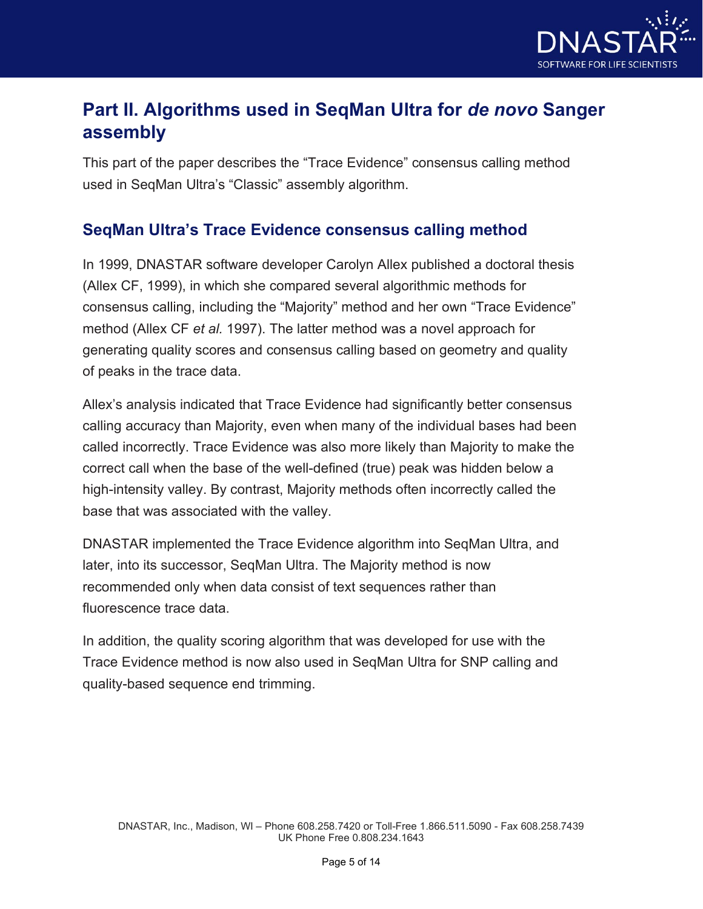## Part II. Algorithms used in SeqMan Ultra for *de novo* Sanger assembly

This part of the paper describes the "Trace Evidence" consensus calling method used in SeqMan Ultra's "Classic" assembly algorithm.

### SeqMan Ultra's Trace Evidence consensus calling method

In 1999, DNASTAR software developer Carolyn Allex published a doctoral thesis (Allex CF, 1999), in which she compared several algorithmic methods for consensus calling, including the "Majority" method and her own "Trace Evidence" method (Allex CF *et al.* 1997). The latter method was a novel approach for generating quality scores and consensus calling based on geometry and quality of peaks in the trace data.

Allex's analysis indicated that Trace Evidence had significantly better consensus calling accuracy than Majority, even when many of the individual bases had been called incorrectly. Trace Evidence was also more likely than Majority to make the correct call when the base of the well-defined (true) peak was hidden below a high-intensity valley. By contrast, Majority methods often incorrectly called the base that was associated with the valley.

DNASTAR implemented the Trace Evidence algorithm into SeqMan Ultra, and later, into its successor, SeqMan Ultra. The Majority method is now recommended only when data consist of text sequences rather than fluorescence trace data.

In addition, the quality scoring algorithm that was developed for use with the Trace Evidence method is now also used in SeqMan Ultra for SNP calling and quality-based sequence end trimming.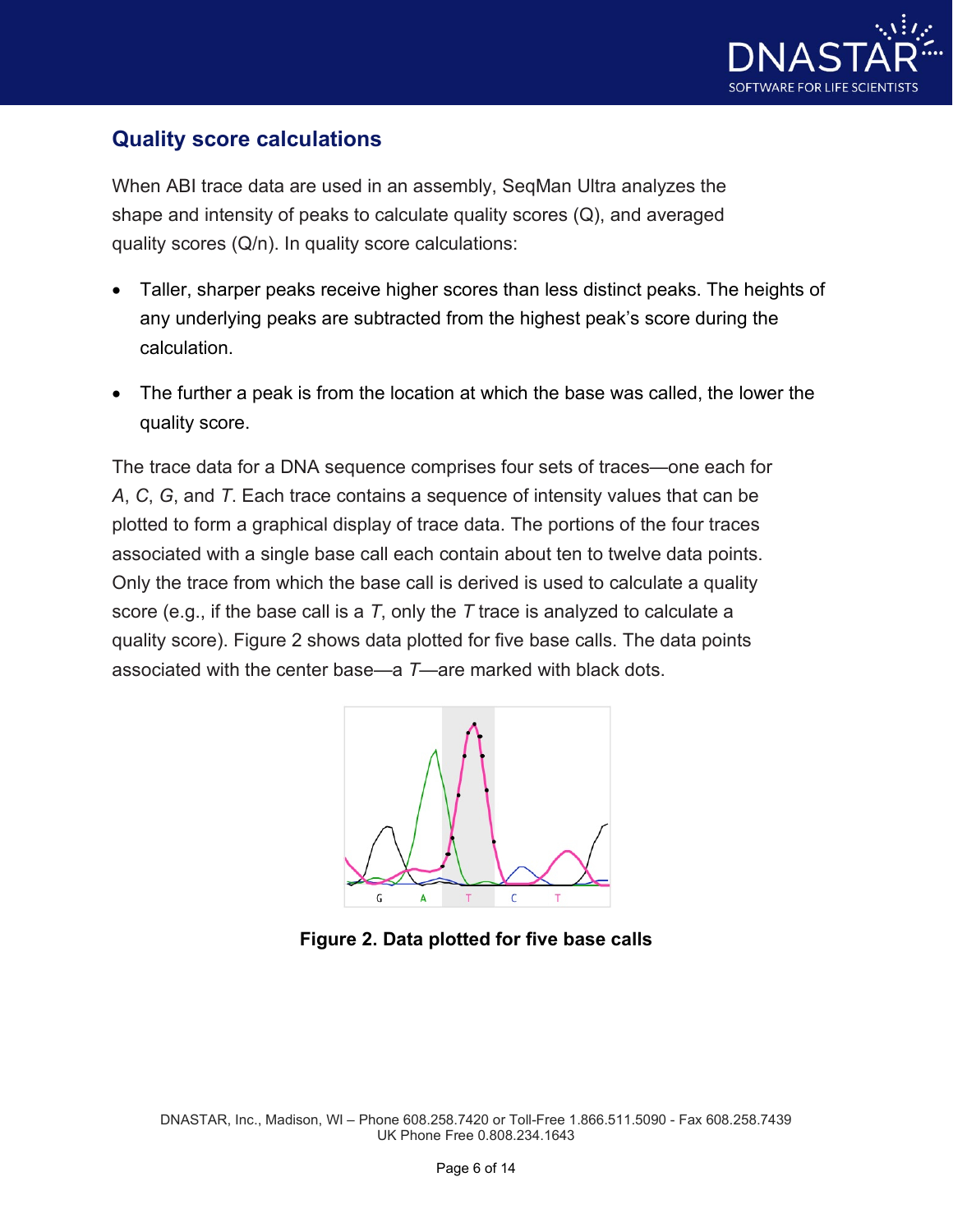## Quality score calculations

When ABI trace data are used in an assembly, SeqMan Ultra analyzes the shape and intensity of peaks to calculate quality scores (Q), and averaged quality scores (Q/n). In quality score calculations:

- Taller, sharper peaks receive higher scores than less distinct peaks. The heights of any underlying peaks are subtracted from the highest peak's score during the calculation.
- The further a peak is from the location at which the base was called, the lower the quality score.

The trace data for a DNA sequence comprises four sets of traces—one each for *A*, *C*, *G*, and *T*. Each trace contains a sequence of intensity values that can be plotted to form a graphical display of trace data. The portions of the four traces associated with a single base call each contain about ten to twelve data points. Only the trace from which the base call is derived is used to calculate a quality score (e.g., if the base call is a *T*, only the *T* trace is analyzed to calculate a quality score). Figure 2 shows data plotted for five base calls. The data points associated with the center base—a *T*—are marked with black dots.

**Figure 2. Data plotted for five base calls**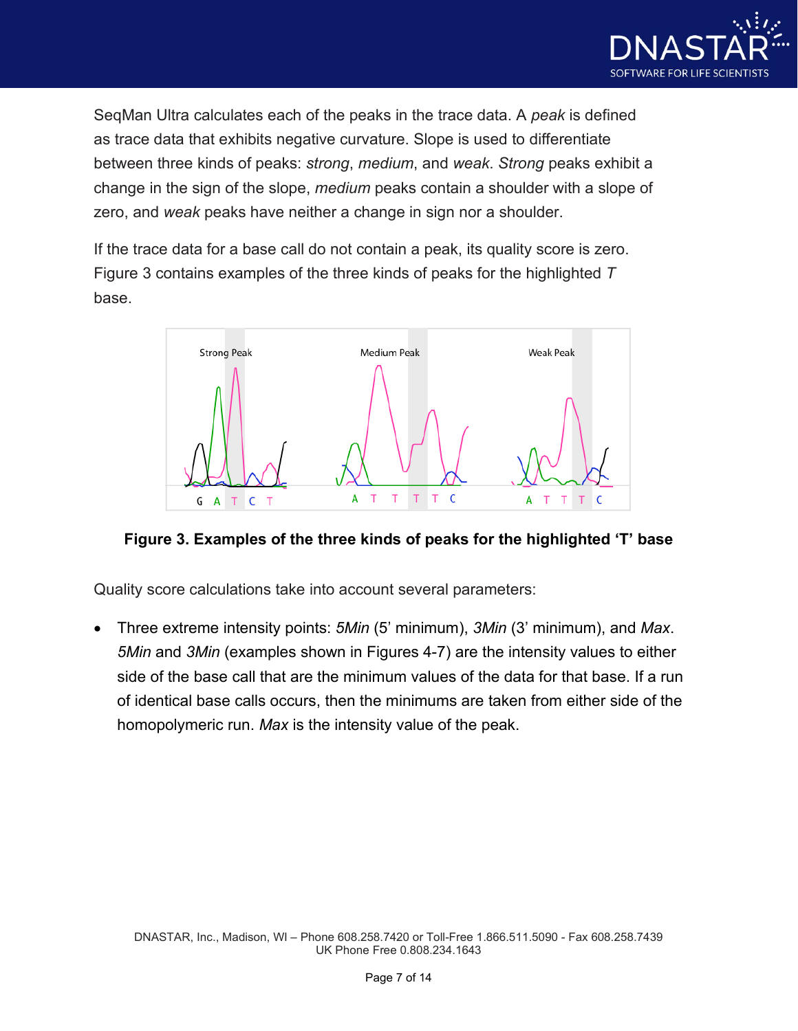SeqMan Ultra calculates each of the peaks in the trace data. A *peak* is defined as trace data that exhibits negative curvature. Slope is used to differentiate between three kinds of peaks: *strong*, *medium*, and *weak*. *Strong* peaks exhibit a change in the sign of the slope, *medium* peaks contain a shoulder with a slope of zero, and *weak* peaks have neither a change in sign nor a shoulder.

If the trace data for a base call do not contain a peak, its quality score is zero. Figure 3 contains examples of the three kinds of peaks for the highlighted *T* base.

**Figure 3. Examples of the three kinds of peaks for the highlighted 'T' base**

Quality score calculations take into account several parameters:

- Three extreme intensity points: *5Min* (5' minimum), *3Min* (3' minimum), and *Max*. *5Min* and *3Min* (examples shown in Figures 4-7) are the intensity values to either side of the base call that are the minimum values of the data for that base. If a run of identical base calls occurs, then the minimums are taken from either side of the homopolymeric run. *Max* is the intensity value of the peak.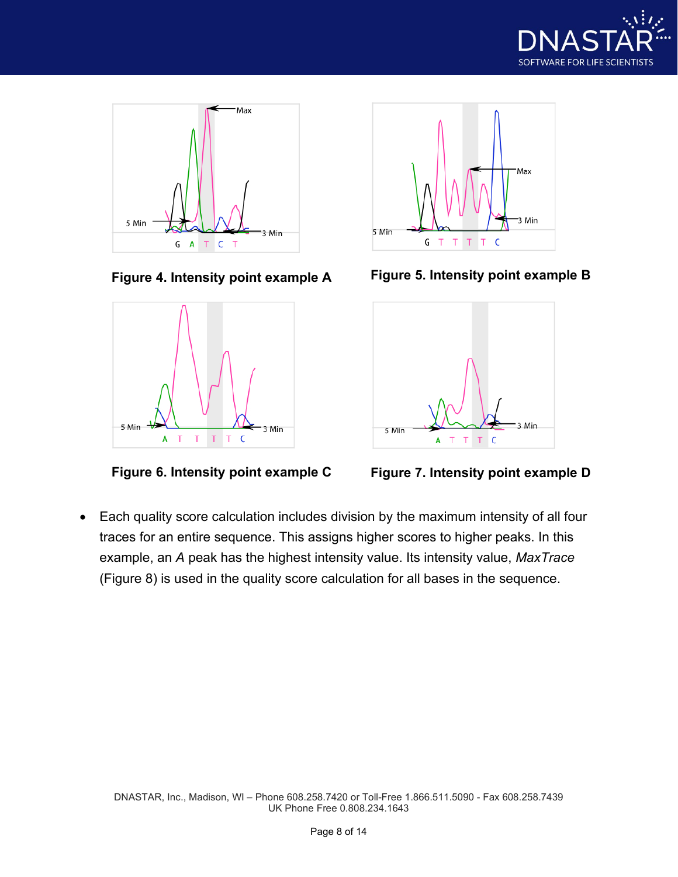Figure 4. Intensity point example A

Figure 5. Intensity point example B

Figure 6. Intensity point example C

Figure 7. Intensity point example D

- Each quality score calculation includes division by the maximum intensity of all four traces for an entire sequence. This assigns higher scores to higher peaks. In this example, an *A* peak has the highest intensity value. Its intensity value, *MaxTrace* (Figure 8) is used in the quality score calculation for all bases in the sequence.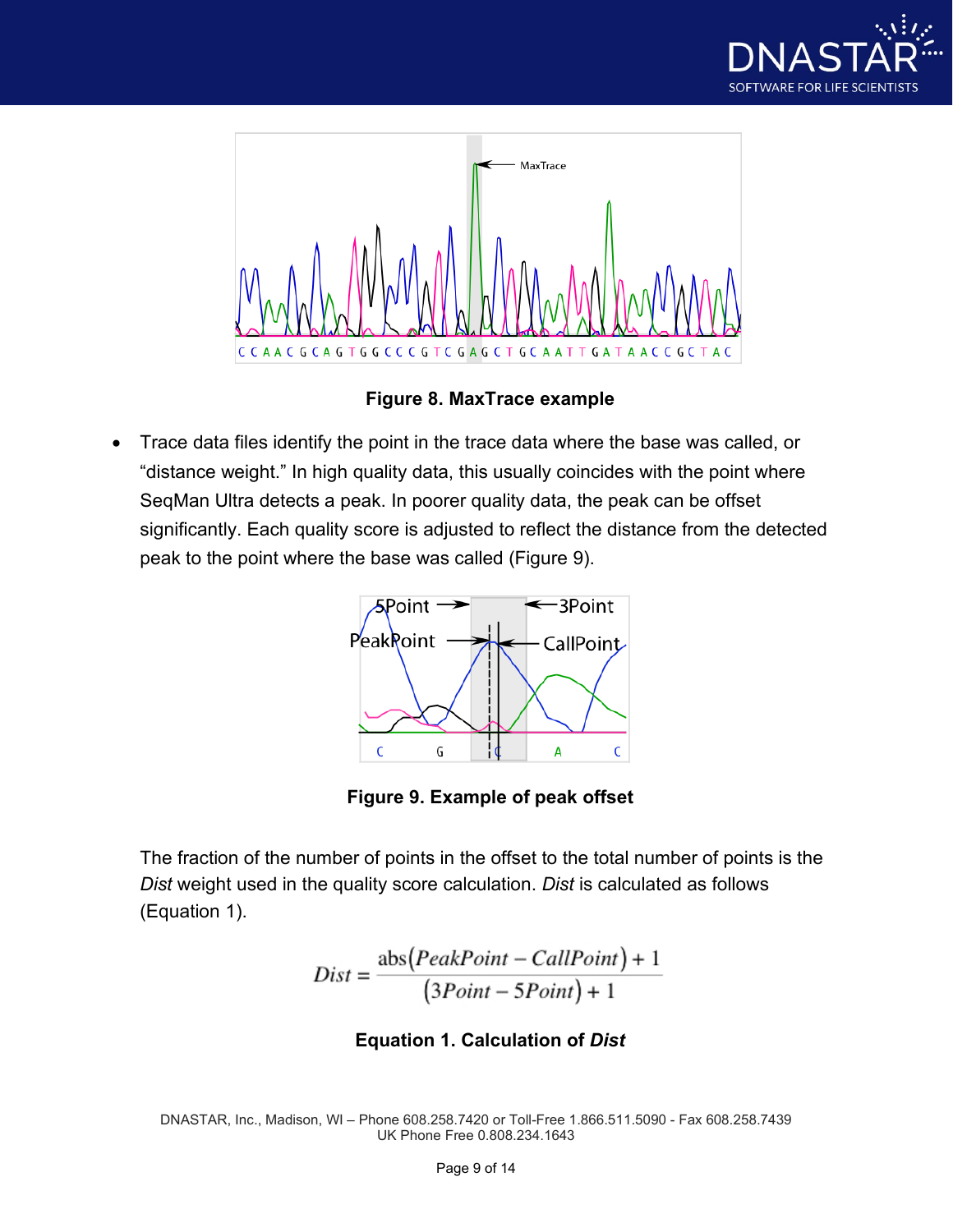**Figure 8. MaxTrace example**

- Trace data files identify the point in the trace data where the base was called, or “distance weight.” In high quality data, this usually coincides with the point where SeqMan Ultra detects a peak. In poorer quality data, the peak can be offset significantly. Each quality score is adjusted to reflect the distance from the detected peak to the point where the base was called (Figure 9).

**Figure 9. Example of peak offset**

The fraction of the number of points in the offset to the total number of points is the *Dist* weight used in the quality score calculation. *Dist* is calculated as follows (Equation 1).

$$Dist = \frac{\text{abs}(PeakPoint - CallPoint) + 1}{(3Point - 5Point) + 1}$$

**Equation 1. Calculation of *Dist***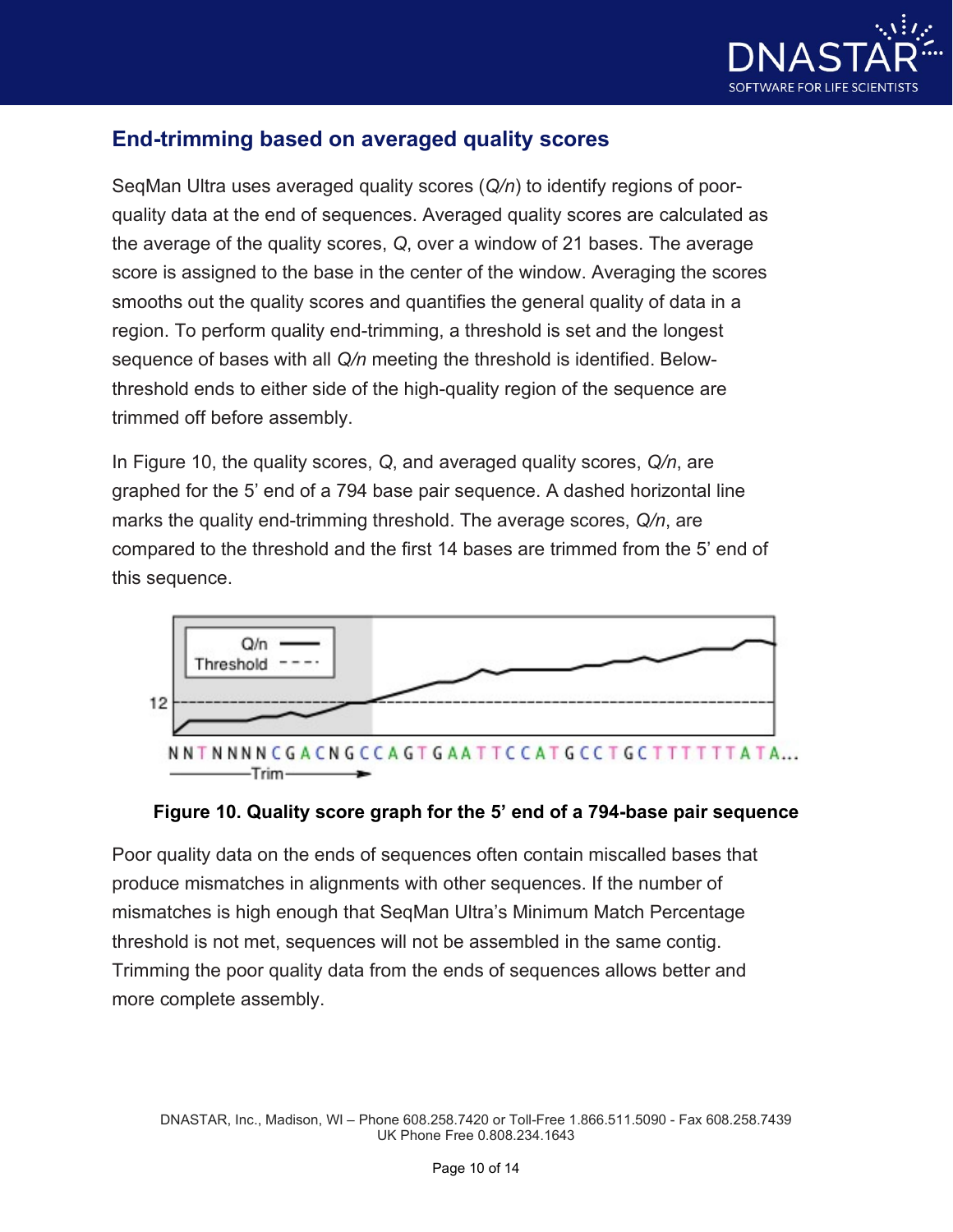## End-trimming based on averaged quality scores

SeqMan Ultra uses averaged quality scores (*Q/n*) to identify regions of poor-quality data at the end of sequences. Averaged quality scores are calculated as the average of the quality scores, *Q*, over a window of 21 bases. The average score is assigned to the base in the center of the window. Averaging the scores smooths out the quality scores and quantifies the general quality of data in a region. To perform quality end-trimming, a threshold is set and the longest sequence of bases with all *Q/n* meeting the threshold is identified. Below-threshold ends to either side of the high-quality region of the sequence are trimmed off before assembly.

In Figure 10, the quality scores, *Q*, and averaged quality scores, *Q/n*, are graphed for the 5' end of a 794 base pair sequence. A dashed horizontal line marks the quality end-trimming threshold. The average scores, *Q/n*, are compared to the threshold and the first 14 bases are trimmed from the 5' end of this sequence.

**Figure 10. Quality score graph for the 5' end of a 794-base pair sequence**

Poor quality data on the ends of sequences often contain miscalled bases that produce mismatches in alignments with other sequences. If the number of mismatches is high enough that SeqMan Ultra's Minimum Match Percentage threshold is not met, sequences will not be assembled in the same contig. Trimming the poor quality data from the ends of sequences allows better and more complete assembly.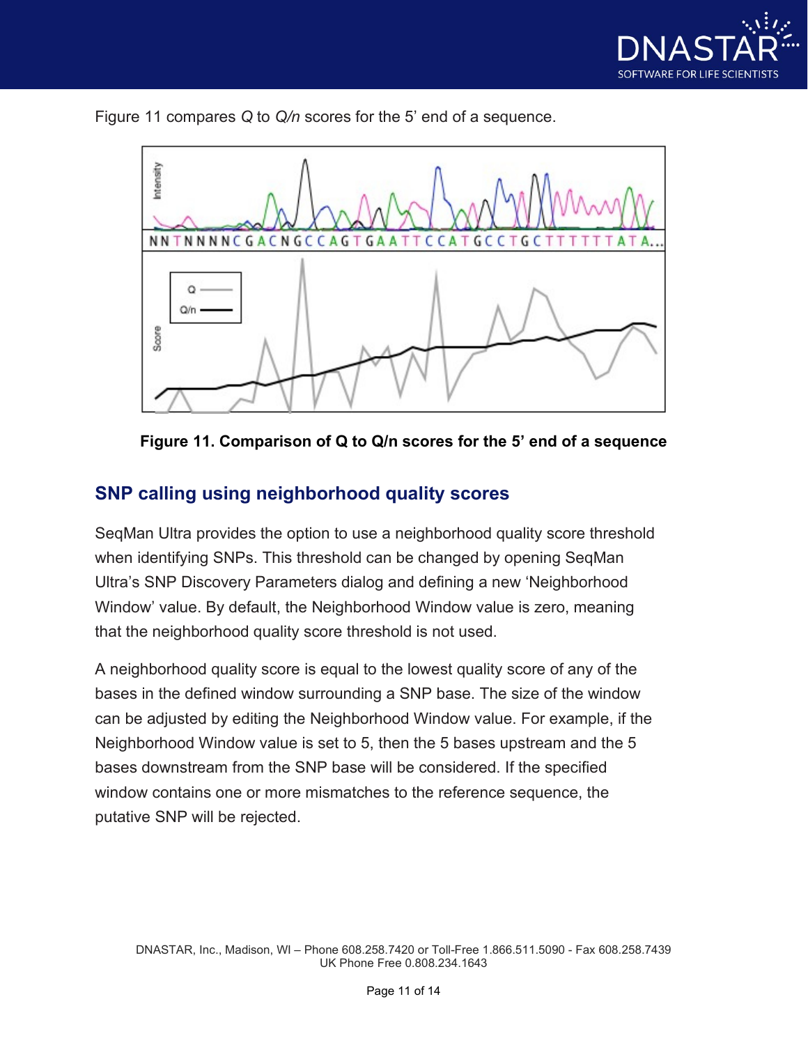Figure 11 compares *Q* to *Q/n* scores for the 5' end of a sequence.

**Figure 11. Comparison of Q to Q/n scores for the 5' end of a sequence**

## SNP calling using neighborhood quality scores

SeqMan Ultra provides the option to use a neighborhood quality score threshold when identifying SNPs. This threshold can be changed by opening SeqMan Ultra's SNP Discovery Parameters dialog and defining a new 'Neighborhood Window' value. By default, the Neighborhood Window value is zero, meaning that the neighborhood quality score threshold is not used.

A neighborhood quality score is equal to the lowest quality score of any of the bases in the defined window surrounding a SNP base. The size of the window can be adjusted by editing the Neighborhood Window value. For example, if the Neighborhood Window value is set to 5, then the 5 bases upstream and the 5 bases downstream from the SNP base will be considered. If the specified window contains one or more mismatches to the reference sequence, the putative SNP will be rejected.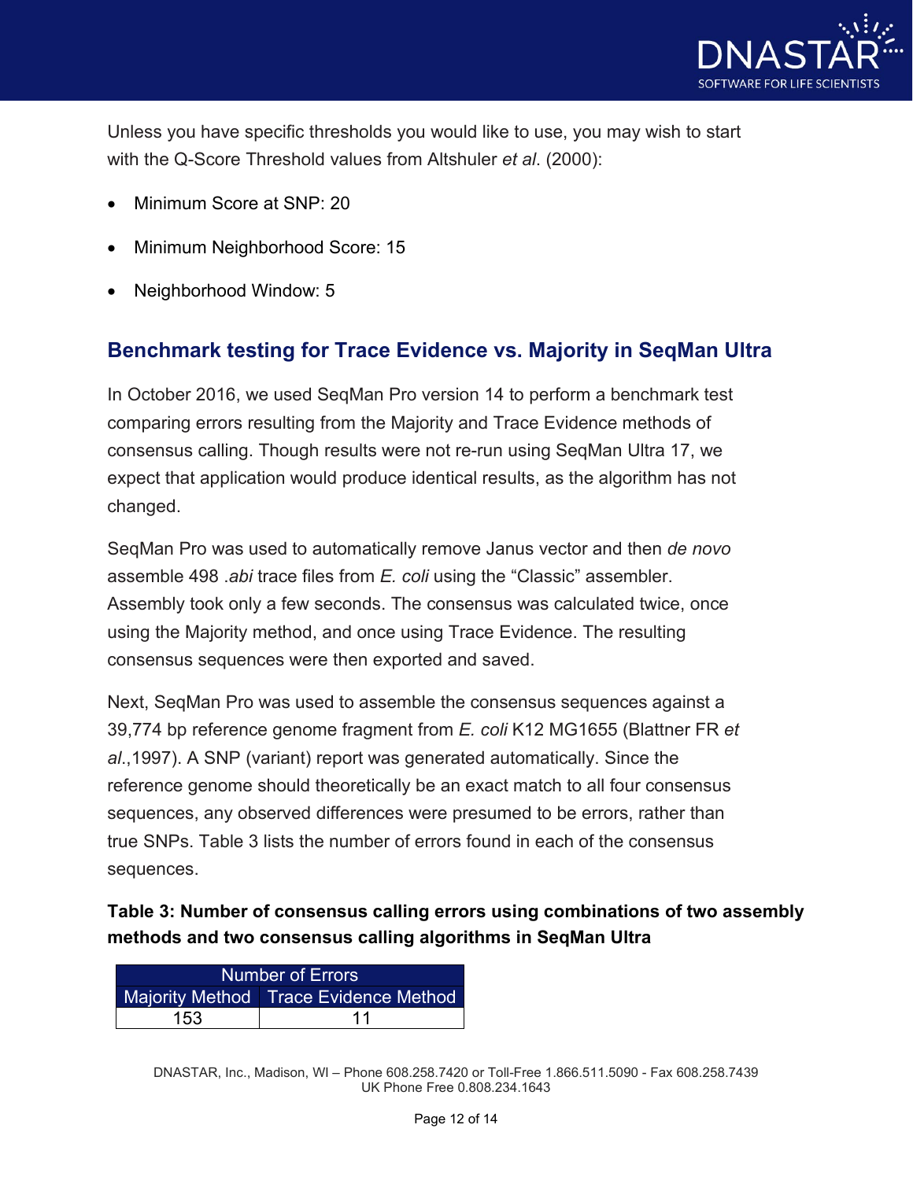Unless you have specific thresholds you would like to use, you may wish to start with the Q-Score Threshold values from Altshuler *et al*. (2000):

- Minimum Score at SNP: 20
- Minimum Neighborhood Score: 15
- Neighborhood Window: 5

## Benchmark testing for Trace Evidence vs. Majority in SeqMan Ultra

In October 2016, we used SeqMan Pro version 14 to perform a benchmark test comparing errors resulting from the Majority and Trace Evidence methods of consensus calling. Though results were not re-run using SeqMan Ultra 17, we expect that application would produce identical results, as the algorithm has not changed.

SeqMan Pro was used to automatically remove Janus vector and then *de novo* assemble 498 *.abi* trace files from *E. coli* using the “Classic” assembler. Assembly took only a few seconds. The consensus was calculated twice, once using the Majority method, and once using Trace Evidence. The resulting consensus sequences were then exported and saved.

Next, SeqMan Pro was used to assemble the consensus sequences against a 39,774 bp reference genome fragment from *E. coli* K12 MG1655 (Blattner FR *et al*.,1997). A SNP (variant) report was generated automatically. Since the reference genome should theoretically be an exact match to all four consensus sequences, any observed differences were presumed to be errors, rather than true SNPs. Table 3 lists the number of errors found in each of the consensus sequences.

**Table 3: Number of consensus calling errors using combinations of two assembly methods and two consensus calling algorithms in SeqMan Ultra**

| Number of Errors | |
|---|---|
| Majority Method | Trace Evidence Method |
| 153 | 11 |

DNASTAR, Inc., Madison, WI – Phone 608.258.7420 or Toll-Free 1.866.511.5090 - Fax 608.258.7439
UK Phone Free 0.808.234.1643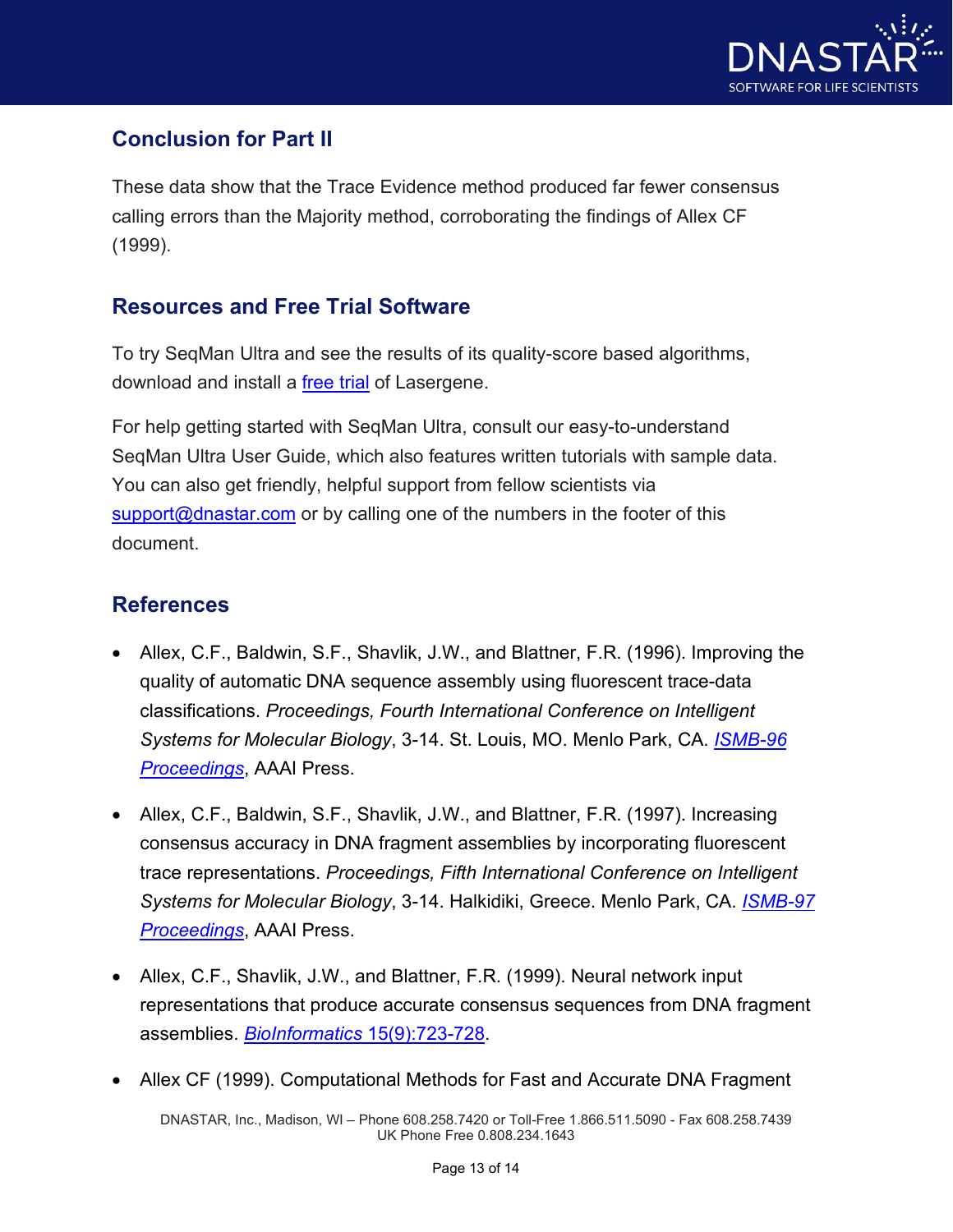## Conclusion for Part II

These data show that the Trace Evidence method produced far fewer consensus calling errors than the Majority method, corroborating the findings of Allex CF (1999).

## Resources and Free Trial Software

To try SeqMan Ultra and see the results of its quality-score based algorithms, download and install a free trial of Lasergene.

For help getting started with SeqMan Ultra, consult our easy-to-understand SeqMan Ultra User Guide, which also features written tutorials with sample data. You can also get friendly, helpful support from fellow scientists via support@dnastar.com or by calling one of the numbers in the footer of this document.

## References

- Allex, C.F., Baldwin, S.F., Shavlik, J.W., and Blattner, F.R. (1996). Improving the quality of automatic DNA sequence assembly using fluorescent trace-data classifications. *Proceedings, Fourth International Conference on Intelligent Systems for Molecular Biology*, 3-14. St. Louis, MO. Menlo Park, CA. *ISMB-96 Proceedings*, AAAI Press.
- Allex, C.F., Baldwin, S.F., Shavlik, J.W., and Blattner, F.R. (1997). Increasing consensus accuracy in DNA fragment assemblies by incorporating fluorescent trace representations. *Proceedings, Fifth International Conference on Intelligent Systems for Molecular Biology*, 3-14. Halkidiki, Greece. Menlo Park, CA. *ISMB-97 Proceedings*, AAAI Press.
- Allex, C.F., Shavlik, J.W., and Blattner, F.R. (1999). Neural network input representations that produce accurate consensus sequences from DNA fragment assemblies. *BioInformatics* 15(9):723-728.
- Allex CF (1999). Computational Methods for Fast and Accurate DNA Fragment

DNASTAR, Inc., Madison, WI – Phone 608.258.7420 or Toll-Free 1.866.511.5090 - Fax 608.258.7439
UK Phone Free 0.808.234.1643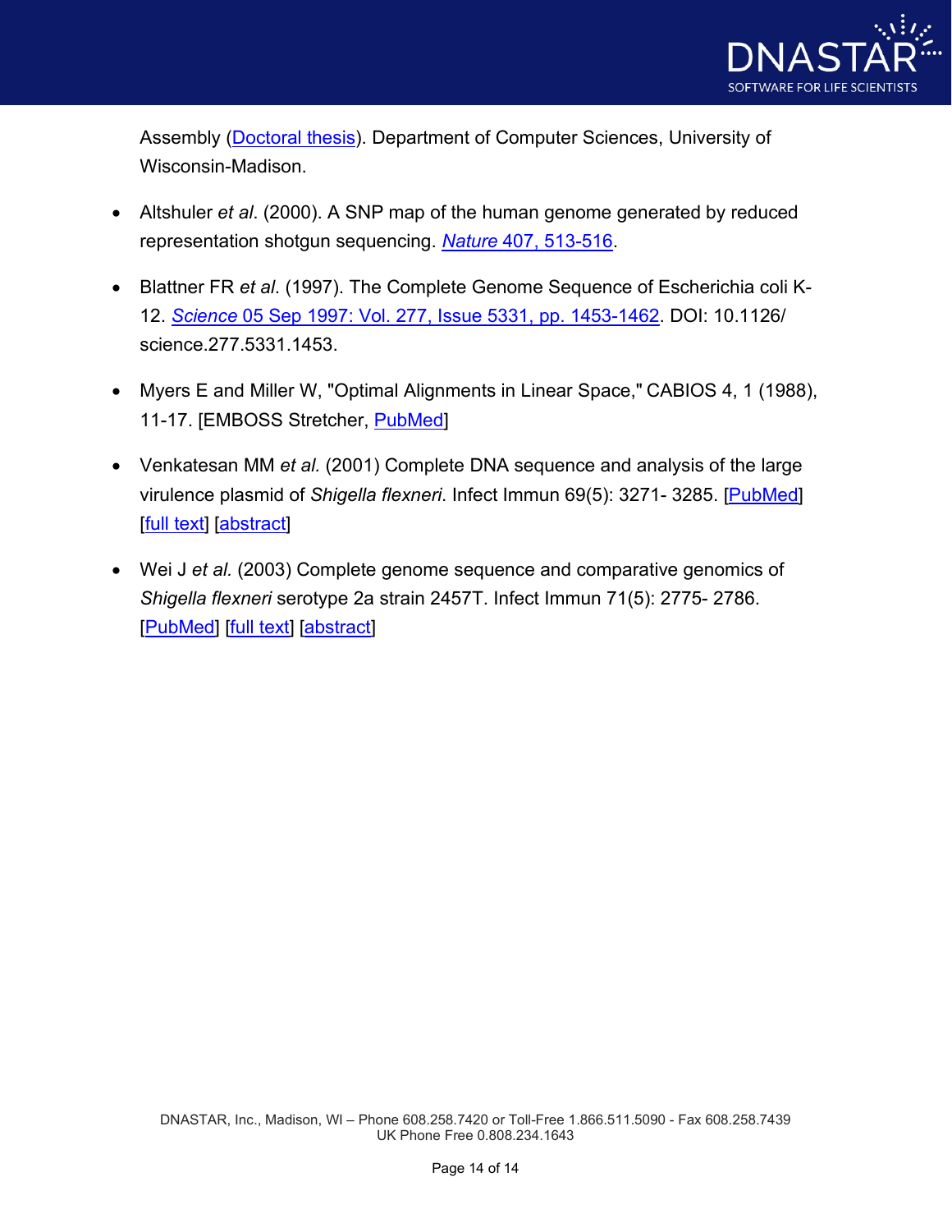Assembly (Doctoral thesis). Department of Computer Sciences, University of Wisconsin-Madison.

- Altshuler *et al*. (2000). A SNP map of the human genome generated by reduced representation shotgun sequencing. *Nature* 407, 513-516.
- Blattner FR *et al*. (1997). The Complete Genome Sequence of Escherichia coli K-12. *Science* 05 Sep 1997: Vol. 277, Issue 5331, pp. 1453-1462. DOI: 10.1126/science.277.5331.1453.
- Myers E and Miller W, "Optimal Alignments in Linear Space," CABIOS 4, 1 (1988), 11-17. [EMBOSS Stretcher, PubMed]
- Venkatesan MM *et al.* (2001) Complete DNA sequence and analysis of the large virulence plasmid of *Shigella flexneri*. Infect Immun 69(5): 3271- 3285. [PubMed] [full text] [abstract]
- Wei J *et al.* (2003) Complete genome sequence and comparative genomics of *Shigella flexneri* serotype 2a strain 2457T. Infect Immun 71(5): 2775- 2786. [PubMed] [full text] [abstract]